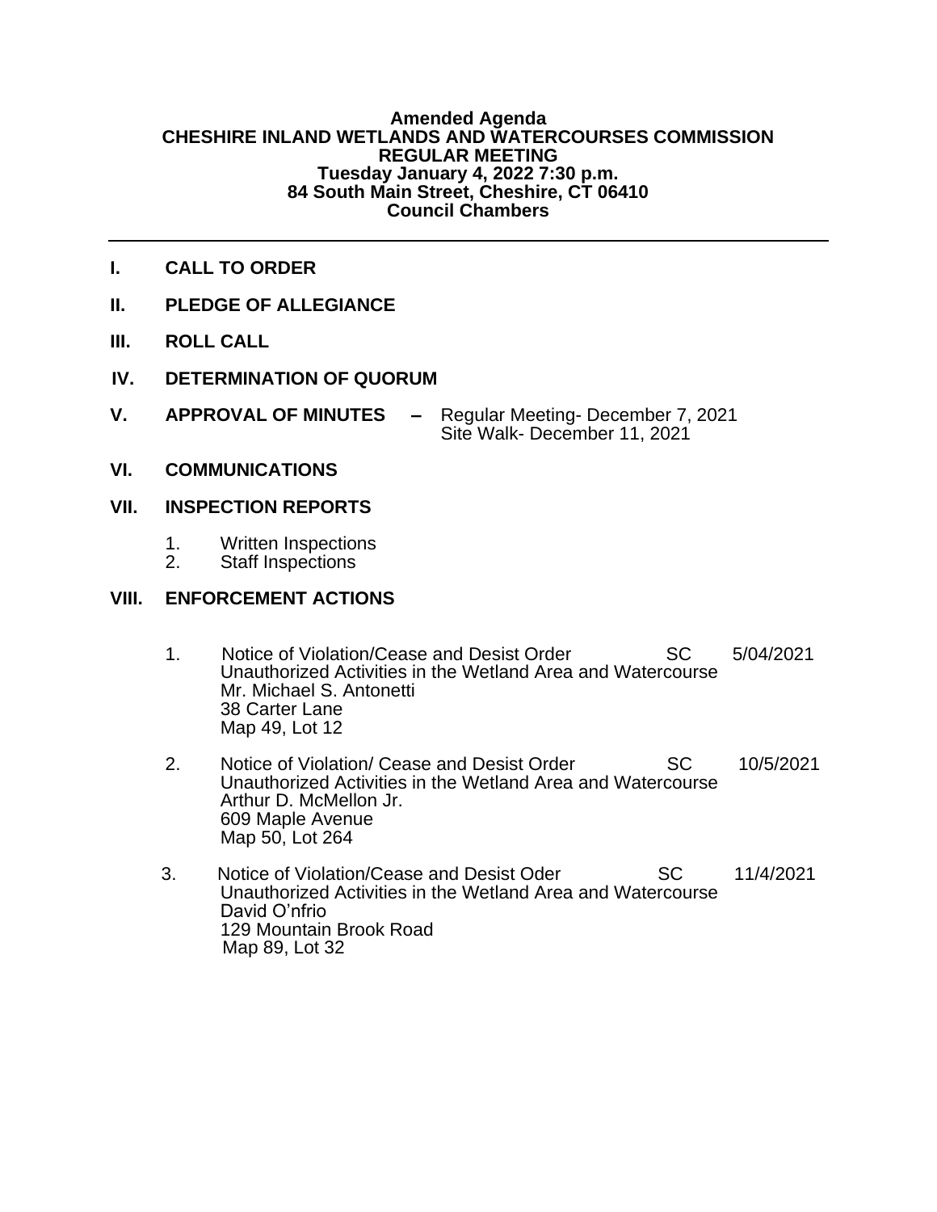**Amended Agenda**
**CHESHIRE INLAND WETLANDS AND WATERCOURSES COMMISSION**
**REGULAR MEETING**
**Tuesday January 4, 2022 7:30 p.m.**
**84 South Main Street, Cheshire, CT 06410**
**Council Chambers**

---

**I. CALL TO ORDER**

**II. PLEDGE OF ALLEGIANCE**

**III. ROLL CALL**

**IV. DETERMINATION OF QUORUM**

**V. APPROVAL OF MINUTES –** Regular Meeting- December 7, 2021
Site Walk- December 11, 2021

**VI. COMMUNICATIONS**

**VII. INSPECTION REPORTS**

1. Written Inspections
2. Staff Inspections

**VIII. ENFORCEMENT ACTIONS**

1. Notice of Violation/Cease and Desist Order SC 5/04/2021
   Unauthorized Activities in the Wetland Area and Watercourse
   Mr. Michael S. Antonetti
   38 Carter Lane
   Map 49, Lot 12

2. Notice of Violation/ Cease and Desist Order SC 10/5/2021
   Unauthorized Activities in the Wetland Area and Watercourse
   Arthur D. McMellon Jr.
   609 Maple Avenue
   Map 50, Lot 264

3. Notice of Violation/Cease and Desist Oder SC 11/4/2021
   Unauthorized Activities in the Wetland Area and Watercourse
   David O'nfrio
   129 Mountain Brook Road
   Map 89, Lot 32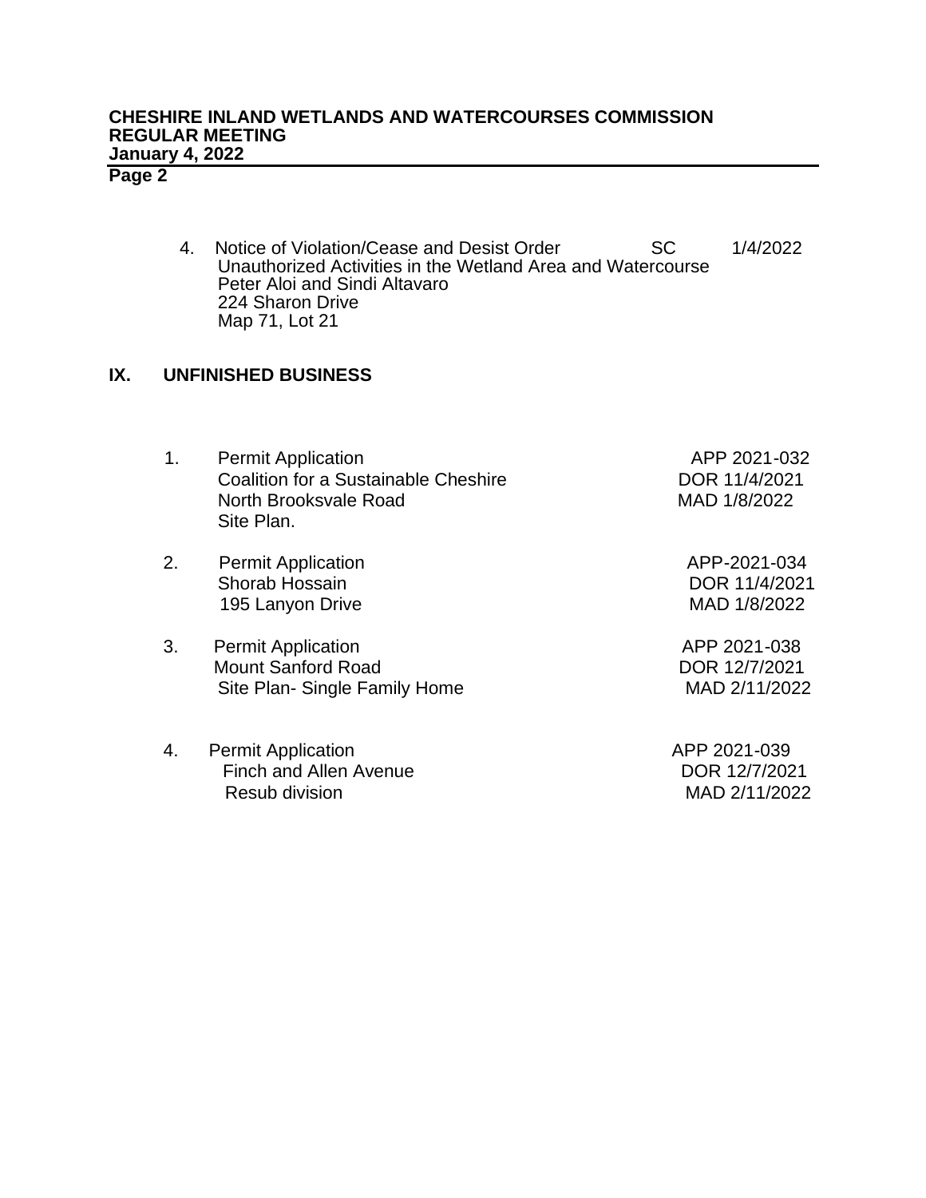4. Notice of Violation/Cease and Desist Order SC 1/4/2022
   Unauthorized Activities in the Wetland Area and Watercourse
   Peter Aloi and Sindi Altavaro
   224 Sharon Drive
   Map 71, Lot 21

## IX. UNFINISHED BUSINESS

1. Permit Application — APP 2021-032
   Coalition for a Sustainable Cheshire — DOR 11/4/2021
   North Brooksvale Road — MAD 1/8/2022
   Site Plan.

2. Permit Application — APP-2021-034
   Shorab Hossain — DOR 11/4/2021
   195 Lanyon Drive — MAD 1/8/2022

3. Permit Application — APP 2021-038
   Mount Sanford Road — DOR 12/7/2021
   Site Plan- Single Family Home — MAD 2/11/2022

4. Permit Application — APP 2021-039
   Finch and Allen Avenue — DOR 12/7/2021
   Resub division — MAD 2/11/2022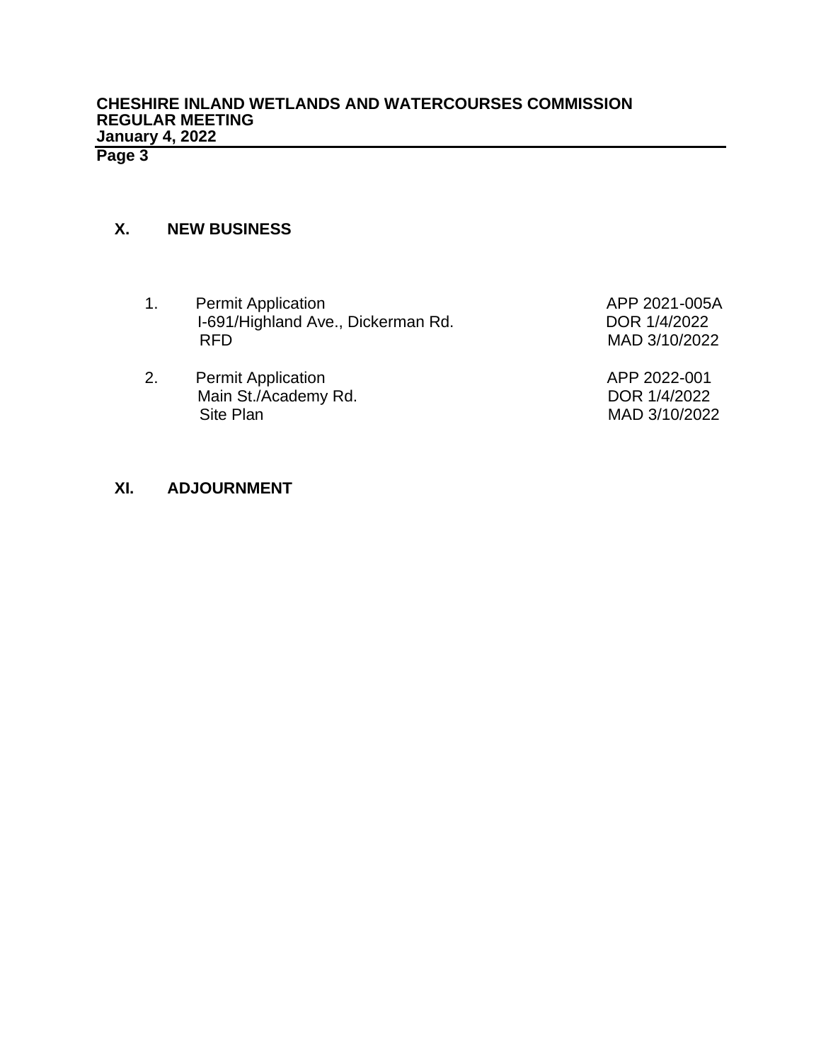## X. NEW BUSINESS

1. Permit Application — APP 2021-005A
   I-691/Highland Ave., Dickerman Rd. — DOR 1/4/2022
   RFD — MAD 3/10/2022

2. Permit Application — APP 2022-001
   Main St./Academy Rd. — DOR 1/4/2022
   Site Plan — MAD 3/10/2022

## XI. ADJOURNMENT